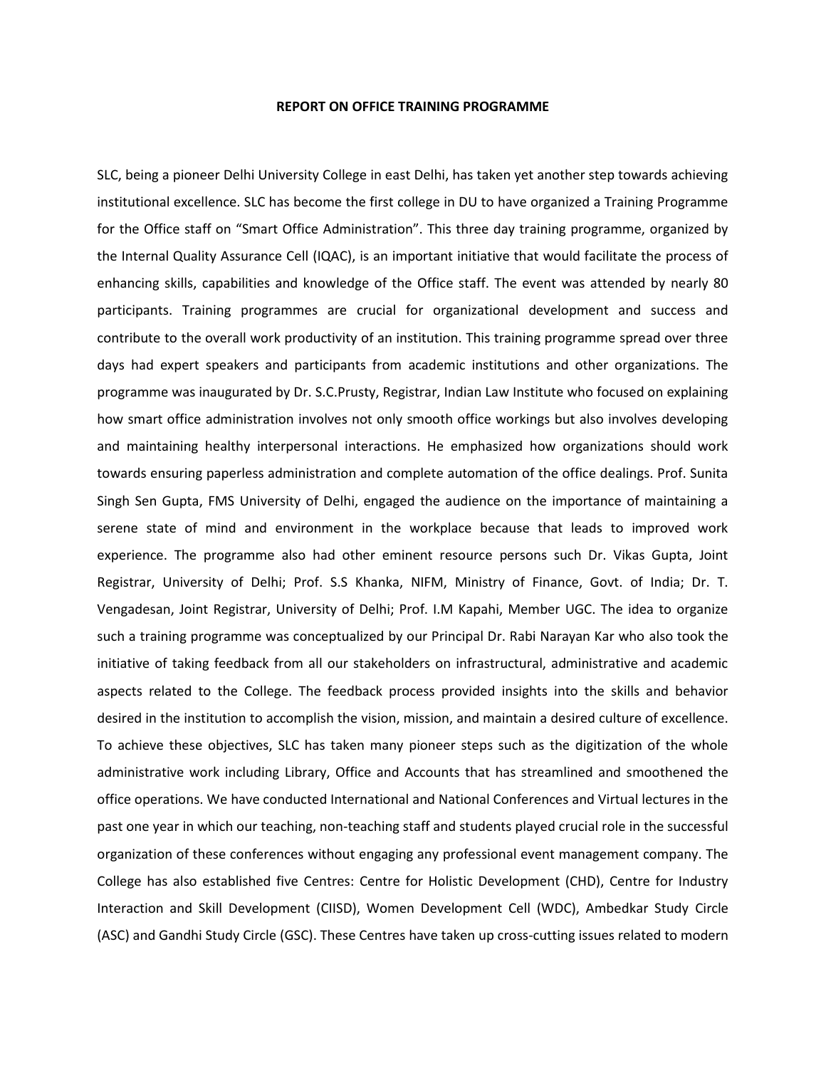# REPORT ON OFFICE TRAINING PROGRAMME

SLC, being a pioneer Delhi University College in east Delhi, has taken yet another step towards achieving institutional excellence. SLC has become the first college in DU to have organized a Training Programme for the Office staff on "Smart Office Administration". This three day training programme, organized by the Internal Quality Assurance Cell (IQAC), is an important initiative that would facilitate the process of enhancing skills, capabilities and knowledge of the Office staff. The event was attended by nearly 80 participants. Training programmes are crucial for organizational development and success and contribute to the overall work productivity of an institution. This training programme spread over three days had expert speakers and participants from academic institutions and other organizations. The programme was inaugurated by Dr. S.C.Prusty, Registrar, Indian Law Institute who focused on explaining how smart office administration involves not only smooth office workings but also involves developing and maintaining healthy interpersonal interactions. He emphasized how organizations should work towards ensuring paperless administration and complete automation of the office dealings. Prof. Sunita Singh Sen Gupta, FMS University of Delhi, engaged the audience on the importance of maintaining a serene state of mind and environment in the workplace because that leads to improved work experience. The programme also had other eminent resource persons such Dr. Vikas Gupta, Joint Registrar, University of Delhi; Prof. S.S Khanka, NIFM, Ministry of Finance, Govt. of India; Dr. T. Vengadesan, Joint Registrar, University of Delhi; Prof. I.M Kapahi, Member UGC. The idea to organize such a training programme was conceptualized by our Principal Dr. Rabi Narayan Kar who also took the initiative of taking feedback from all our stakeholders on infrastructural, administrative and academic aspects related to the College. The feedback process provided insights into the skills and behavior desired in the institution to accomplish the vision, mission, and maintain a desired culture of excellence. To achieve these objectives, SLC has taken many pioneer steps such as the digitization of the whole administrative work including Library, Office and Accounts that has streamlined and smoothened the office operations. We have conducted International and National Conferences and Virtual lectures in the past one year in which our teaching, non-teaching staff and students played crucial role in the successful organization of these conferences without engaging any professional event management company. The College has also established five Centres: Centre for Holistic Development (CHD), Centre for Industry Interaction and Skill Development (CIISD), Women Development Cell (WDC), Ambedkar Study Circle (ASC) and Gandhi Study Circle (GSC). These Centres have taken up cross-cutting issues related to modern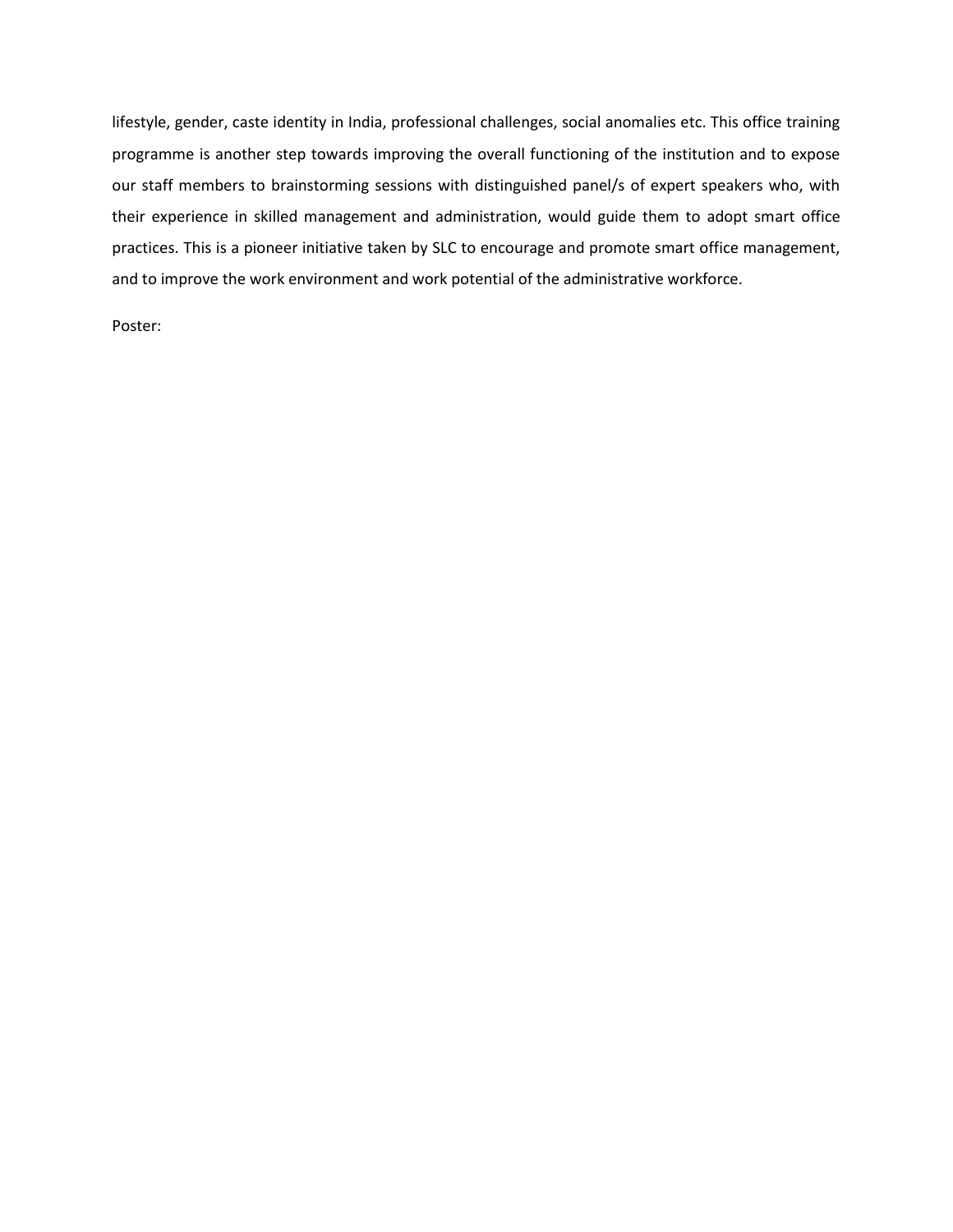lifestyle, gender, caste identity in India, professional challenges, social anomalies etc. This office training programme is another step towards improving the overall functioning of the institution and to expose our staff members to brainstorming sessions with distinguished panel/s of expert speakers who, with their experience in skilled management and administration, would guide them to adopt smart office practices. This is a pioneer initiative taken by SLC to encourage and promote smart office management, and to improve the work environment and work potential of the administrative workforce.

Poster: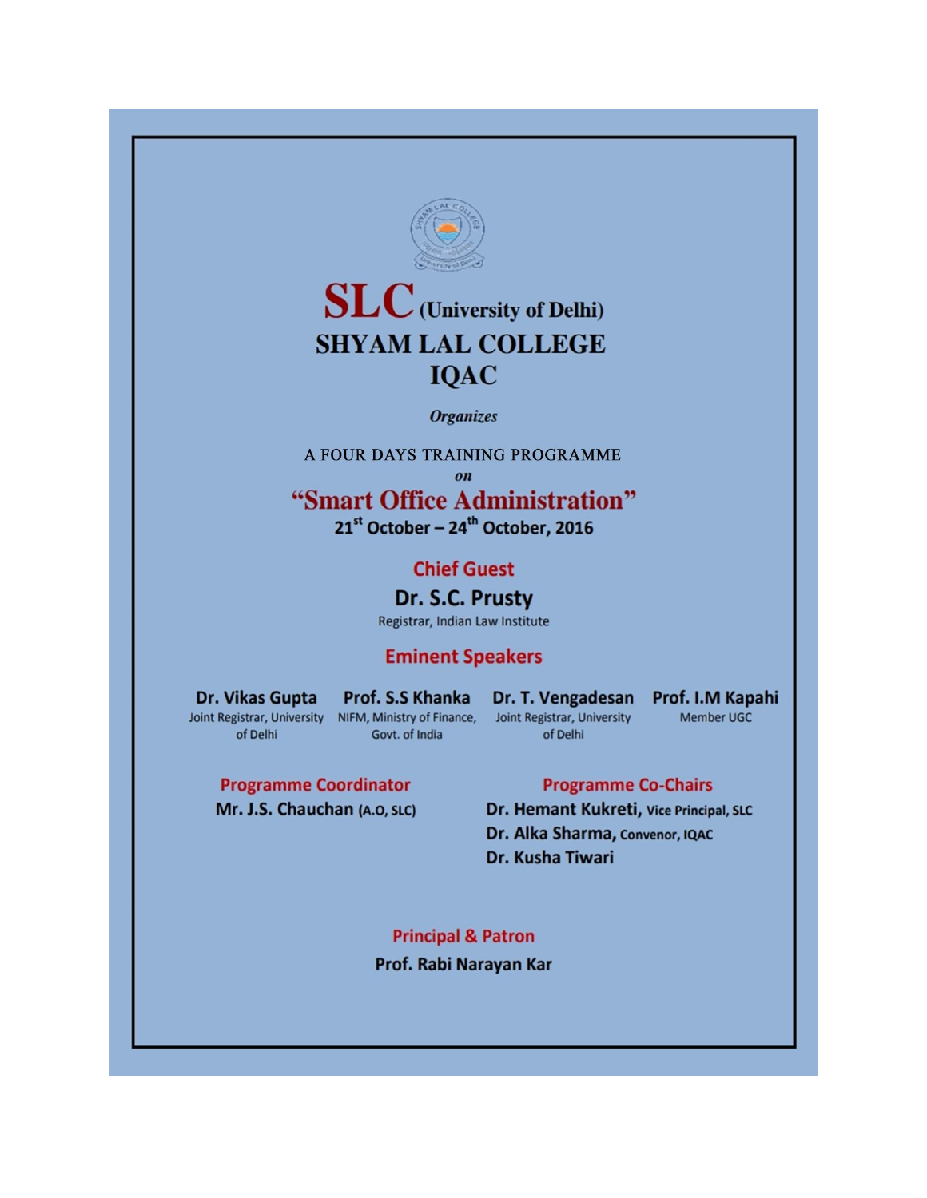# SLC (University of Delhi)
# SHYAM LAL COLLEGE
# IQAC

***Organizes***

A FOUR DAYS TRAINING PROGRAMME

***on***

## "Smart Office Administration"

**21st October – 24th October, 2016**

### Chief Guest

**Dr. S.C. Prusty**
Registrar, Indian Law Institute

### Eminent Speakers

**Dr. Vikas Gupta**
Joint Registrar, University of Delhi

**Prof. S.S Khanka**
NIFM, Ministry of Finance, Govt. of India

**Dr. T. Vengadesan**
Joint Registrar, University of Delhi

**Prof. I.M Kapahi**
Member UGC

### Programme Coordinator

**Mr. J.S. Chauchan** (A.O, SLC)

### Programme Co-Chairs

**Dr. Hemant Kukreti,** Vice Principal, SLC
**Dr. Alka Sharma,** Convenor, IQAC
**Dr. Kusha Tiwari**

### Principal & Patron

**Prof. Rabi Narayan Kar**